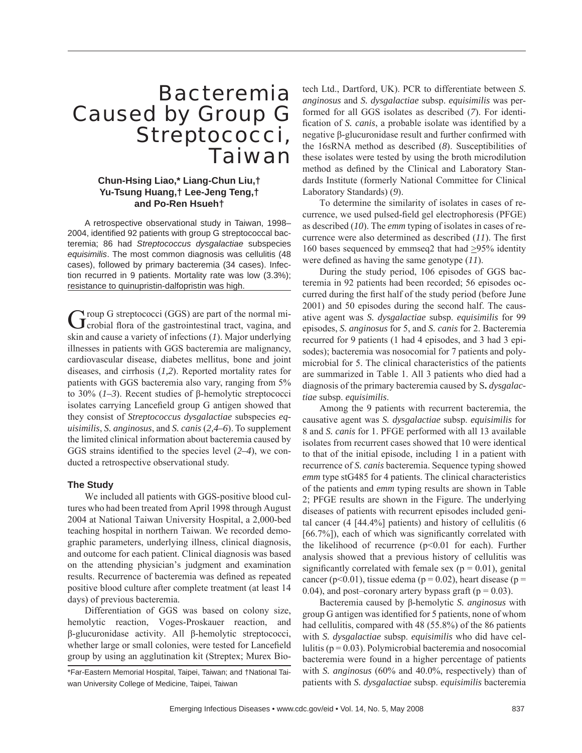# Bacteremia Caused by Group G Streptococci, Taiwan

**Chun-Hsing Liao,* Liang-Chun Liu,† Yu-Tsung Huang,† Lee-Jeng Teng,† and Po-Ren Hsueh†**

A retrospective observational study in Taiwan, 1998–2004, identified 92 patients with group G streptococcal bacteremia; 86 had *Streptococcus dysgalactiae* subspecies *equisimilis*. The most common diagnosis was cellulitis (48 cases), followed by primary bacteremia (34 cases). Infection recurred in 9 patients. Mortality rate was low (3.3%); resistance to quinupristin-dalfopristin was high.

Group G streptococci (GGS) are part of the normal microbial flora of the gastrointestinal tract, vagina, and skin and cause a variety of infections (*1*). Major underlying illnesses in patients with GGS bacteremia are malignancy, cardiovascular disease, diabetes mellitus, bone and joint diseases, and cirrhosis (*1,2*). Reported mortality rates for patients with GGS bacteremia also vary, ranging from 5% to 30% (*1–3*). Recent studies of β-hemolytic streptococci isolates carrying Lancefield group G antigen showed that they consist of *Streptococcus dysgalactiae* subspecies *equisimilis*, *S. anginosus*, and *S. canis* (*2,4–6*). To supplement the limited clinical information about bacteremia caused by GGS strains identified to the species level (*2–4*), we conducted a retrospective observational study.

## The Study

We included all patients with GGS-positive blood cultures who had been treated from April 1998 through August 2004 at National Taiwan University Hospital, a 2,000-bed teaching hospital in northern Taiwan. We recorded demographic parameters, underlying illness, clinical diagnosis, and outcome for each patient. Clinical diagnosis was based on the attending physician's judgment and examination results. Recurrence of bacteremia was defined as repeated positive blood culture after complete treatment (at least 14 days) of previous bacteremia.

Differentiation of GGS was based on colony size, hemolytic reaction, Voges-Proskauer reaction, and β-glucuronidase activity. All β-hemolytic streptococci, whether large or small colonies, were tested for Lancefield group by using an agglutination kit (Streptex; Murex Biotech Ltd., Dartford, UK). PCR to differentiate between *S. anginosus* and *S. dysgalactiae* subsp. *equisimilis* was performed for all GGS isolates as described (*7*). For identification of *S. canis*, a probable isolate was identified by a negative β-glucuronidase result and further confirmed with the 16sRNA method as described (*8*). Susceptibilities of these isolates were tested by using the broth microdilution method as defined by the Clinical and Laboratory Standards Institute (formerly National Committee for Clinical Laboratory Standards) (*9*).

To determine the similarity of isolates in cases of recurrence, we used pulsed-field gel electrophoresis (PFGE) as described (*10*). The *emm* typing of isolates in cases of recurrence were also determined as described (*11*). The first 160 bases sequenced by emmseq2 that had ≥95% identity were defined as having the same genotype (*11*).

During the study period, 106 episodes of GGS bacteremia in 92 patients had been recorded; 56 episodes occurred during the first half of the study period (before June 2001) and 50 episodes during the second half. The causative agent was *S. dysgalactiae* subsp. *equisimilis* for 99 episodes, *S. anginosus* for 5, and *S. canis* for 2. Bacteremia recurred for 9 patients (1 had 4 episodes, and 3 had 3 episodes); bacteremia was nosocomial for 7 patients and polymicrobial for 5. The clinical characteristics of the patients are summarized in Table 1. All 3 patients who died had a diagnosis of the primary bacteremia caused by *S. dysgalactiae* subsp. *equisimilis*.

Among the 9 patients with recurrent bacteremia, the causative agent was *S. dysgalactiae* subsp. *equisimilis* for 8 and *S. canis* for 1. PFGE performed with all 13 available isolates from recurrent cases showed that 10 were identical to that of the initial episode, including 1 in a patient with recurrence of *S. canis* bacteremia. Sequence typing showed *emm* type stG485 for 4 patients. The clinical characteristics of the patients and *emm* typing results are shown in Table 2; PFGE results are shown in the Figure. The underlying diseases of patients with recurrent episodes included genital cancer (4 [44.4%] patients) and history of cellulitis (6 [66.7%]), each of which was significantly correlated with the likelihood of recurrence ($p < 0.01$ for each). Further analysis showed that a previous history of cellulitis was significantly correlated with female sex ($p = 0.01$), genital cancer ($p < 0.01$), tissue edema ($p = 0.02$), heart disease ($p = 0.04$), and post–coronary artery bypass graft ($p = 0.03$).

Bacteremia caused by β-hemolytic *S. anginosus* with group G antigen was identified for 5 patients, none of whom had cellulitis, compared with 48 (55.8%) of the 86 patients with *S. dysgalactiae* subsp. *equisimilis* who did have cellulitis ($p = 0.03$). Polymicrobial bacteremia and nosocomial bacteremia were found in a higher percentage of patients with *S. anginosus* (60% and 40.0%, respectively) than of patients with *S. dysgalactiae* subsp. *equisimilis* bacteremia

*Far-Eastern Memorial Hospital, Taipei, Taiwan; and †National Taiwan University College of Medicine, Taipei, Taiwan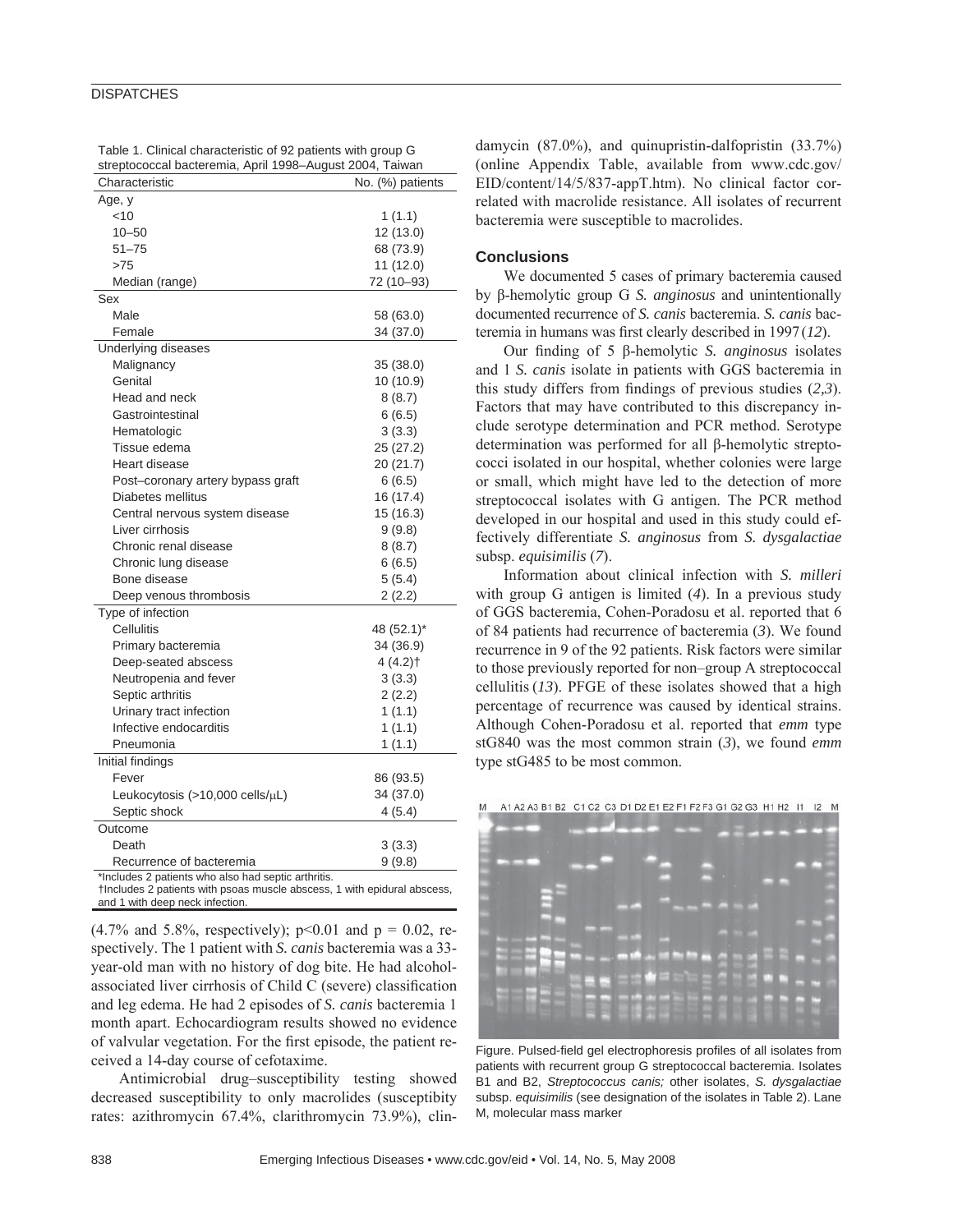Table 1. Clinical characteristic of 92 patients with group G streptococcal bacteremia, April 1998–August 2004, Taiwan

| Characteristic | No. (%) patients |
|---|---|
| Age, y | |
| <10 | 1 (1.1) |
| 10–50 | 12 (13.0) |
| 51–75 | 68 (73.9) |
| >75 | 11 (12.0) |
| Median (range) | 72 (10–93) |
| Sex | |
| Male | 58 (63.0) |
| Female | 34 (37.0) |
| Underlying diseases | |
| Malignancy | 35 (38.0) |
| Genital | 10 (10.9) |
| Head and neck | 8 (8.7) |
| Gastrointestinal | 6 (6.5) |
| Hematologic | 3 (3.3) |
| Tissue edema | 25 (27.2) |
| Heart disease | 20 (21.7) |
| Post–coronary artery bypass graft | 6 (6.5) |
| Diabetes mellitus | 16 (17.4) |
| Central nervous system disease | 15 (16.3) |
| Liver cirrhosis | 9 (9.8) |
| Chronic renal disease | 8 (8.7) |
| Chronic lung disease | 6 (6.5) |
| Bone disease | 5 (5.4) |
| Deep venous thrombosis | 2 (2.2) |
| Type of infection | |
| Cellulitis | 48 (52.1)* |
| Primary bacteremia | 34 (36.9) |
| Deep-seated abscess | 4 (4.2)† |
| Neutropenia and fever | 3 (3.3) |
| Septic arthritis | 2 (2.2) |
| Urinary tract infection | 1 (1.1) |
| Infective endocarditis | 1 (1.1) |
| Pneumonia | 1 (1.1) |
| Initial findings | |
| Fever | 86 (93.5) |
| Leukocytosis (>10,000 cells/μL) | 34 (37.0) |
| Septic shock | 4 (5.4) |
| Outcome | |
| Death | 3 (3.3) |
| Recurrence of bacteremia | 9 (9.8) |

*Includes 2 patients who also had septic arthritis.
†Includes 2 patients with psoas muscle abscess, 1 with epidural abscess, and 1 with deep neck infection.

(4.7% and 5.8%, respectively); $p<0.01$ and $p = 0.02$, respectively. The 1 patient with *S. canis* bacteremia was a 33-year-old man with no history of dog bite. He had alcohol-associated liver cirrhosis of Child C (severe) classification and leg edema. He had 2 episodes of *S. canis* bacteremia 1 month apart. Echocardiogram results showed no evidence of valvular vegetation. For the first episode, the patient received a 14-day course of cefotaxime.

Antimicrobial drug–susceptibility testing showed decreased susceptibility to only macrolides (susceptibity rates: azithromycin 67.4%, clarithromycin 73.9%), clindamycin (87.0%), and quinupristin-dalfopristin (33.7%) (online Appendix Table, available from www.cdc.gov/EID/content/14/5/837-appT.htm). No clinical factor correlated with macrolide resistance. All isolates of recurrent bacteremia were susceptible to macrolides.

## Conclusions

We documented 5 cases of primary bacteremia caused by β-hemolytic group G *S. anginosus* and unintentionally documented recurrence of *S. canis* bacteremia. *S. canis* bacteremia in humans was first clearly described in 1997 (*12*).

Our finding of 5 β-hemolytic *S. anginosus* isolates and 1 *S. canis* isolate in patients with GGS bacteremia in this study differs from findings of previous studies (*2,3*). Factors that may have contributed to this discrepancy include serotype determination and PCR method. Serotype determination was performed for all β-hemolytic streptococci isolated in our hospital, whether colonies were large or small, which might have led to the detection of more streptococcal isolates with G antigen. The PCR method developed in our hospital and used in this study could effectively differentiate *S. anginosus* from *S. dysgalactiae* subsp. *equisimilis* (*7*).

Information about clinical infection with *S. milleri* with group G antigen is limited (*4*). In a previous study of GGS bacteremia, Cohen-Poradosu et al. reported that 6 of 84 patients had recurrence of bacteremia (*3*). We found recurrence in 9 of the 92 patients. Risk factors were similar to those previously reported for non–group A streptococcal cellulitis (*13*). PFGE of these isolates showed that a high percentage of recurrence was caused by identical strains. Although Cohen-Poradosu et al. reported that *emm* type stG840 was the most common strain (*3*), we found *emm* type stG485 to be most common.

Figure. Pulsed-field gel electrophoresis profiles of all isolates from patients with recurrent group G streptococcal bacteremia. Isolates B1 and B2, *Streptococcus canis;* other isolates, *S. dysgalactiae* subsp. *equisimilis* (see designation of the isolates in Table 2). Lane M, molecular mass marker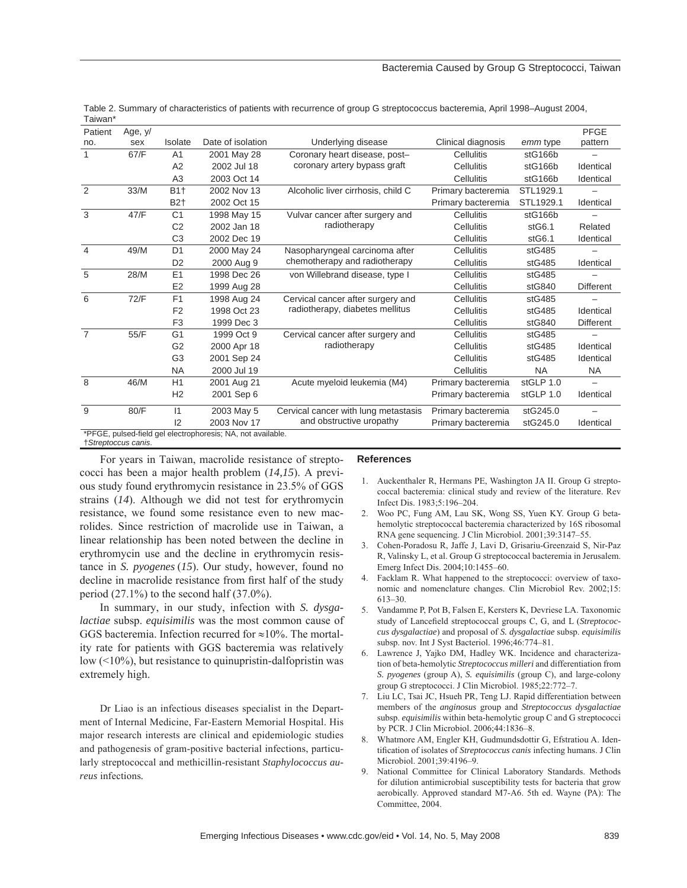Table 2. Summary of characteristics of patients with recurrence of group G streptococcus bacteremia, April 1998–August 2004, Taiwan*

| Patient no. | Age, y/sex | Isolate | Date of isolation | Underlying disease | Clinical diagnosis | *emm* type | PFGE pattern |
|---|---|---|---|---|---|---|---|
| 1 | 67/F | A1 | 2001 May 28 | Coronary heart disease, post–coronary artery bypass graft | Cellulitis | stG166b | – |
| | | A2 | 2002 Jul 18 | | Cellulitis | stG166b | Identical |
| | | A3 | 2003 Oct 14 | | Cellulitis | stG166b | Identical |
| 2 | 33/M | B1† | 2002 Nov 13 | Alcoholic liver cirrhosis, child C | Primary bacteremia | STL1929.1 | – |
| | | B2† | 2002 Oct 15 | | Primary bacteremia | STL1929.1 | Identical |
| 3 | 47/F | C1 | 1998 May 15 | Vulvar cancer after surgery and radiotherapy | Cellulitis | stG166b | – |
| | | C2 | 2002 Jan 18 | | Cellulitis | stG6.1 | Related |
| | | C3 | 2002 Dec 19 | | Cellulitis | stG6.1 | Identical |
| 4 | 49/M | D1 | 2000 May 24 | Nasopharyngeal carcinoma after chemotherapy and radiotherapy | Cellulitis | stG485 | – |
| | | D2 | 2000 Aug 9 | | Cellulitis | stG485 | Identical |
| 5 | 28/M | E1 | 1998 Dec 26 | von Willebrand disease, type I | Cellulitis | stG485 | – |
| | | E2 | 1999 Aug 28 | | Cellulitis | stG840 | Different |
| 6 | 72/F | F1 | 1998 Aug 24 | Cervical cancer after surgery and radiotherapy, diabetes mellitus | Cellulitis | stG485 | – |
| | | F2 | 1998 Oct 23 | | Cellulitis | stG485 | Identical |
| | | F3 | 1999 Dec 3 | | Cellulitis | stG840 | Different |
| 7 | 55/F | G1 | 1999 Oct 9 | Cervical cancer after surgery and radiotherapy | Cellulitis | stG485 | – |
| | | G2 | 2000 Apr 18 | | Cellulitis | stG485 | Identical |
| | | G3 | 2001 Sep 24 | | Cellulitis | stG485 | Identical |
| | | NA | 2000 Jul 19 | | Cellulitis | NA | NA |
| 8 | 46/M | H1 | 2001 Aug 21 | Acute myeloid leukemia (M4) | Primary bacteremia | stGLP 1.0 | – |
| | | H2 | 2001 Sep 6 | | Primary bacteremia | stGLP 1.0 | Identical |
| 9 | 80/F | I1 | 2003 May 5 | Cervical cancer with lung metastasis and obstructive uropathy | Primary bacteremia | stG245.0 | – |
| | | I2 | 2003 Nov 17 | | Primary bacteremia | stG245.0 | Identical |

*PFGE, pulsed-field gel electrophoresis; NA, not available.
†*Streptoccus canis*.

For years in Taiwan, macrolide resistance of streptococci has been a major health problem (*14,15*). A previous study found erythromycin resistance in 23.5% of GGS strains (*14*). Although we did not test for erythromycin resistance, we found some resistance even to new macrolides. Since restriction of macrolide use in Taiwan, a linear relationship has been noted between the decline in erythromycin use and the decline in erythromycin resistance in *S. pyogenes* (*15*). Our study, however, found no decline in macrolide resistance from first half of the study period (27.1%) to the second half (37.0%).

In summary, in our study, infection with *S. dysgalactiae* subsp. *equisimilis* was the most common cause of GGS bacteremia. Infection recurred for ≈10%. The mortality rate for patients with GGS bacteremia was relatively low (<10%), but resistance to quinupristin-dalfopristin was extremely high.

Dr Liao is an infectious diseases specialist in the Department of Internal Medicine, Far-Eastern Memorial Hospital. His major research interests are clinical and epidemiologic studies and pathogenesis of gram-positive bacterial infections, particularly streptococcal and methicillin-resistant *Staphylococcus aureus* infections.

## References

1. Auckenthaler R, Hermans PE, Washington JA II. Group G streptococcal bacteremia: clinical study and review of the literature. Rev Infect Dis. 1983;5:196–204.
2. Woo PC, Fung AM, Lau SK, Wong SS, Yuen KY. Group G beta-hemolytic streptococcal bacteremia characterized by 16S ribosomal RNA gene sequencing. J Clin Microbiol. 2001;39:3147–55.
3. Cohen-Poradosu R, Jaffe J, Lavi D, Grisariu-Greenzaid S, Nir-Paz R, Valinsky L, et al. Group G streptococcal bacteremia in Jerusalem. Emerg Infect Dis. 2004;10:1455–60.
4. Facklam R. What happened to the streptococci: overview of taxonomic and nomenclature changes. Clin Microbiol Rev. 2002;15:613–30.
5. Vandamme P, Pot B, Falsen E, Kersters K, Devriese LA. Taxonomic study of Lancefield streptococcal groups C, G, and L (*Streptococcus dysgalactiae*) and proposal of *S. dysgalactiae* subsp. *equisimilis* subsp. nov. Int J Syst Bacteriol. 1996;46:774–81.
6. Lawrence J, Yajko DM, Hadley WK. Incidence and characterization of beta-hemolytic *Streptococcus milleri* and differentiation from *S. pyogenes* (group A), *S. equisimilis* (group C), and large-colony group G streptococci. J Clin Microbiol. 1985;22:772–7.
7. Liu LC, Tsai JC, Hsueh PR, Teng LJ. Rapid differentiation between members of the *anginosus* group and *Streptococcus dysgalactiae* subsp. *equisimilis* within beta-hemolytic group C and G streptococci by PCR. J Clin Microbiol. 2006;44:1836–8.
8. Whatmore AM, Engler KH, Gudmundsdottir G, Efstratiou A. Identification of isolates of *Streptococcus canis* infecting humans. J Clin Microbiol. 2001;39:4196–9.
9. National Committee for Clinical Laboratory Standards. Methods for dilution antimicrobial susceptibility tests for bacteria that grow aerobically. Approved standard M7-A6. 5th ed. Wayne (PA): The Committee, 2004.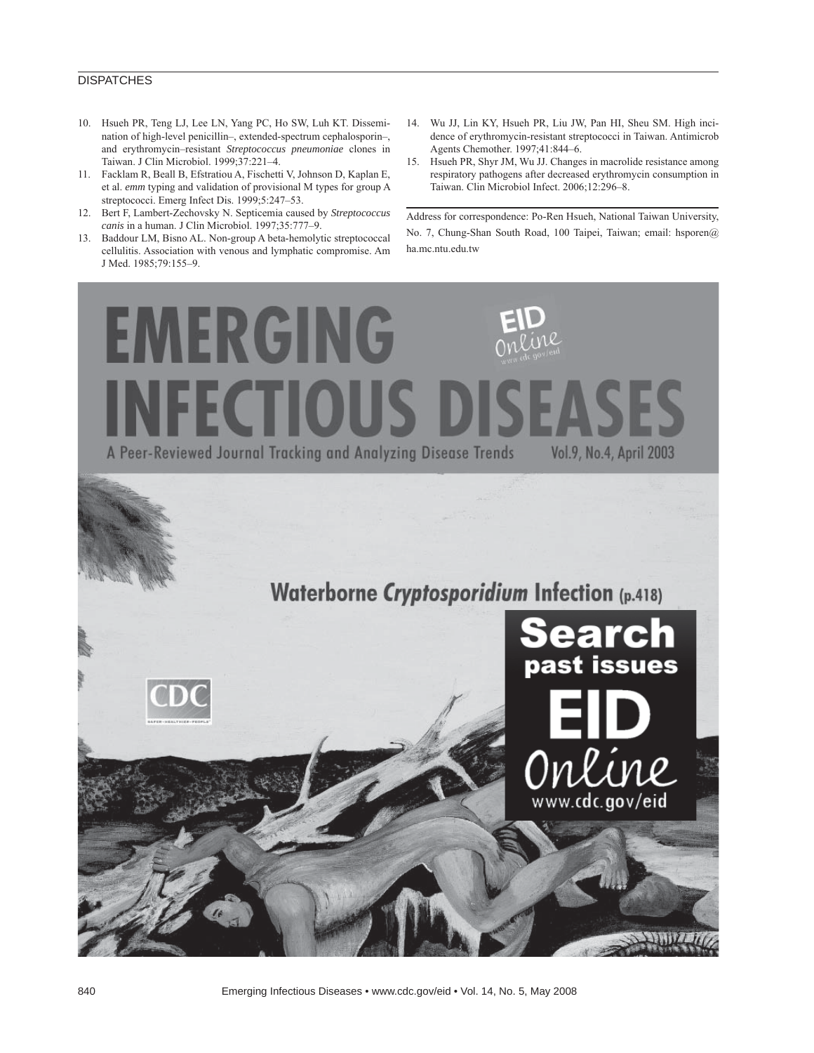10. Hsueh PR, Teng LJ, Lee LN, Yang PC, Ho SW, Luh KT. Dissemination of high-level penicillin–, extended-spectrum cephalosporin–, and erythromycin–resistant *Streptococcus pneumoniae* clones in Taiwan. J Clin Microbiol. 1999;37:221–4.
11. Facklam R, Beall B, Efstratiou A, Fischetti V, Johnson D, Kaplan E, et al. *emm* typing and validation of provisional M types for group A streptococci. Emerg Infect Dis. 1999;5:247–53.
12. Bert F, Lambert-Zechovsky N. Septicemia caused by *Streptococcus canis* in a human. J Clin Microbiol. 1997;35:777–9.
13. Baddour LM, Bisno AL. Non-group A beta-hemolytic streptococcal cellulitis. Association with venous and lymphatic compromise. Am J Med. 1985;79:155–9.
14. Wu JJ, Lin KY, Hsueh PR, Liu JW, Pan HI, Sheu SM. High incidence of erythromycin-resistant streptococci in Taiwan. Antimicrob Agents Chemother. 1997;41:844–6.
15. Hsueh PR, Shyr JM, Wu JJ. Changes in macrolide resistance among respiratory pathogens after decreased erythromycin consumption in Taiwan. Clin Microbiol Infect. 2006;12:296–8.

Address for correspondence: Po-Ren Hsueh, National Taiwan University, No. 7, Chung-Shan South Road, 100 Taipei, Taiwan; email: hsporen@ha.mc.ntu.edu.tw

EMERGING INFECTIOUS DISEASES

A Peer-Reviewed Journal Tracking and Analyzing Disease Trends Vol.9, No.4, April 2003

Waterborne *Cryptosporidium* Infection (p.418)

Search past issues

EID Online

www.cdc.gov/eid